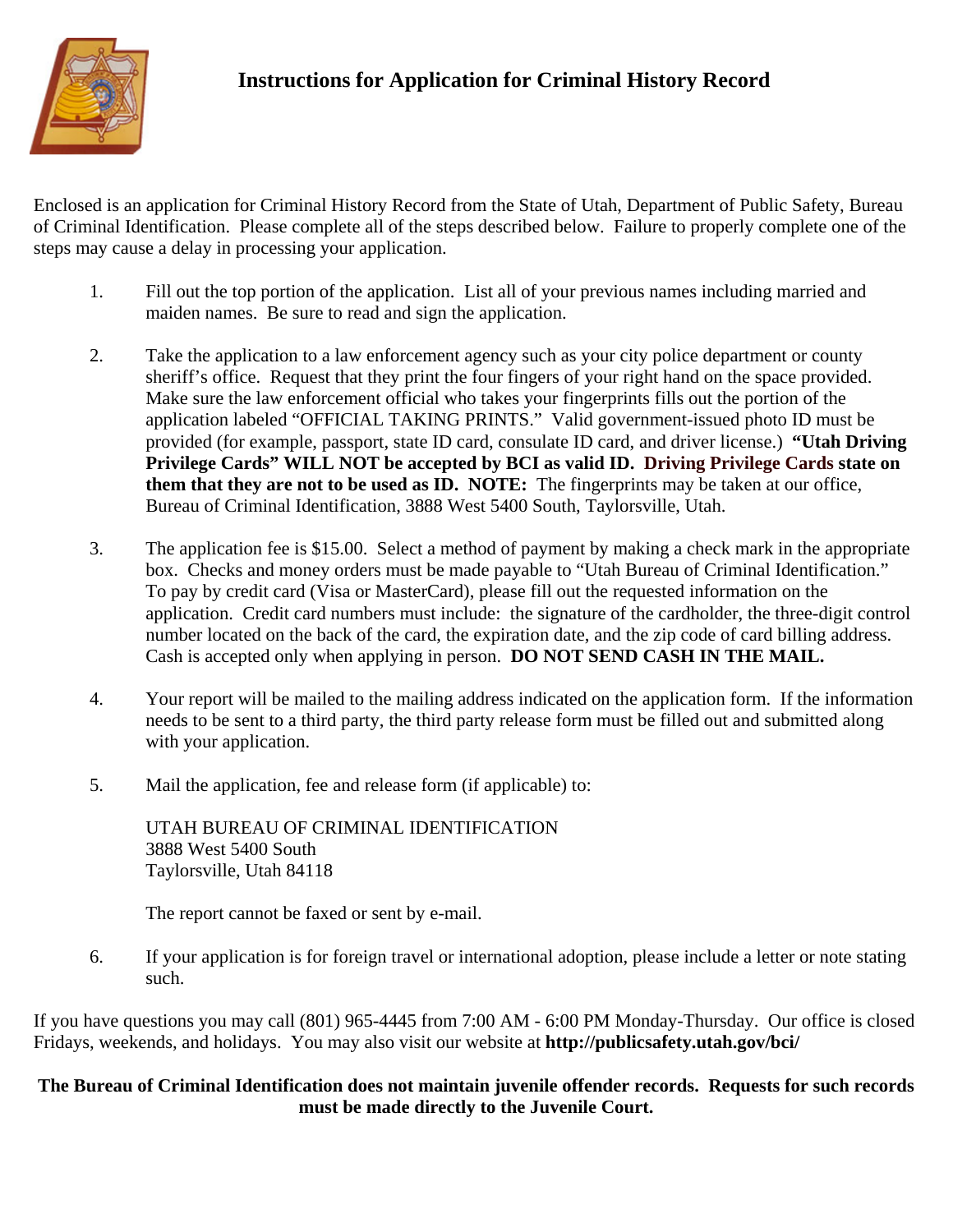# Instructions for Application for Criminal History Record

Enclosed is an application for Criminal History Record from the State of Utah, Department of Public Safety, Bureau of Criminal Identification. Please complete all of the steps described below. Failure to properly complete one of the steps may cause a delay in processing your application.

1. Fill out the top portion of the application. List all of your previous names including married and maiden names. Be sure to read and sign the application.

2. Take the application to a law enforcement agency such as your city police department or county sheriff's office. Request that they print the four fingers of your right hand on the space provided. Make sure the law enforcement official who takes your fingerprints fills out the portion of the application labeled "OFFICIAL TAKING PRINTS." Valid government-issued photo ID must be provided (for example, passport, state ID card, consulate ID card, and driver license.) **"Utah Driving Privilege Cards" WILL NOT be accepted by BCI as valid ID. Driving Privilege Cards state on them that they are not to be used as ID. NOTE:** The fingerprints may be taken at our office, Bureau of Criminal Identification, 3888 West 5400 South, Taylorsville, Utah.

3. The application fee is $15.00. Select a method of payment by making a check mark in the appropriate box. Checks and money orders must be made payable to "Utah Bureau of Criminal Identification." To pay by credit card (Visa or MasterCard), please fill out the requested information on the application. Credit card numbers must include: the signature of the cardholder, the three-digit control number located on the back of the card, the expiration date, and the zip code of card billing address. Cash is accepted only when applying in person. **DO NOT SEND CASH IN THE MAIL.**

4. Your report will be mailed to the mailing address indicated on the application form. If the information needs to be sent to a third party, the third party release form must be filled out and submitted along with your application.

5. Mail the application, fee and release form (if applicable) to:

   UTAH BUREAU OF CRIMINAL IDENTIFICATION
   3888 West 5400 South
   Taylorsville, Utah 84118

   The report cannot be faxed or sent by e-mail.

6. If your application is for foreign travel or international adoption, please include a letter or note stating such.

If you have questions you may call (801) 965-4445 from 7:00 AM - 6:00 PM Monday-Thursday. Our office is closed Fridays, weekends, and holidays. You may also visit our website at **http://publicsafety.utah.gov/bci/**

**The Bureau of Criminal Identification does not maintain juvenile offender records. Requests for such records must be made directly to the Juvenile Court.**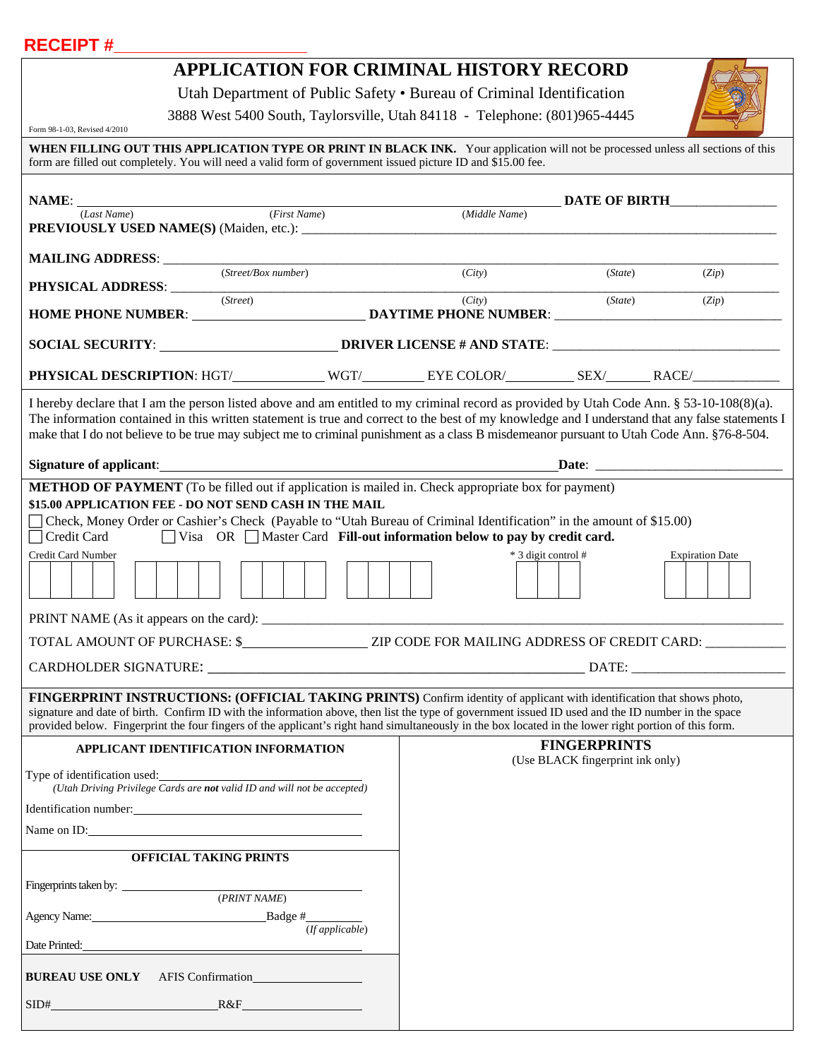**RECEIPT #**\_\_\_\_\_\_\_\_\_\_\_\_\_\_\_\_\_\_\_\_\_\_

# APPLICATION FOR CRIMINAL HISTORY RECORD

Utah Department of Public Safety • Bureau of Criminal Identification

3888 West 5400 South, Taylorsville, Utah 84118 - Telephone: (801)965-4445

Form 98-1-03, Revised 4/2010

**WHEN FILLING OUT THIS APPLICATION TYPE OR PRINT IN BLACK INK.** Your application will not be processed unless all sections of this form are filled out completely. You will need a valid form of government issued picture ID and $15.00 fee.

**NAME**: \_\_\_\_\_\_\_\_\_\_\_\_\_\_\_\_\_\_\_\_\_\_\_\_\_\_\_\_\_\_\_\_\_\_\_\_\_\_\_\_\_\_\_\_\_\_\_\_\_\_\_\_\_\_\_\_\_\_\_\_ **DATE OF BIRTH**\_\_\_\_\_\_\_\_\_\_\_\_\_\_\_\_
(*Last Name*) (*First Name*) (*Middle Name*)

**PREVIOUSLY USED NAME(S)** (Maiden, etc.): \_\_\_\_\_\_\_\_\_\_\_\_\_\_\_\_\_\_\_\_\_\_\_\_\_\_\_\_\_\_\_\_\_\_\_\_\_\_\_\_\_\_\_\_\_\_\_\_

**MAILING ADDRESS**: \_\_\_\_\_\_\_\_\_\_\_\_\_\_\_\_\_\_\_\_\_\_\_\_\_\_\_\_\_\_\_\_\_\_\_\_\_\_\_\_\_\_\_\_\_\_\_\_\_\_\_\_\_\_\_\_\_\_\_\_\_\_\_\_\_\_
(*Street/Box number*) (*City*) (*State*) (*Zip*)

**PHYSICAL ADDRESS**: \_\_\_\_\_\_\_\_\_\_\_\_\_\_\_\_\_\_\_\_\_\_\_\_\_\_\_\_\_\_\_\_\_\_\_\_\_\_\_\_\_\_\_\_\_\_\_\_\_\_\_\_\_\_\_\_\_\_\_\_\_\_\_\_\_\_
(*Street*) (*City*) (*State*) (*Zip*)

**HOME PHONE NUMBER**: \_\_\_\_\_\_\_\_\_\_\_\_\_\_\_\_\_\_\_\_\_\_\_\_ **DAYTIME PHONE NUMBER**: \_\_\_\_\_\_\_\_\_\_\_\_\_\_\_\_\_\_\_\_\_\_\_\_\_\_\_\_\_\_\_\_

**SOCIAL SECURITY**: \_\_\_\_\_\_\_\_\_\_\_\_\_\_\_\_\_\_\_\_\_\_\_\_ **DRIVER LICENSE # AND STATE**: \_\_\_\_\_\_\_\_\_\_\_\_\_\_\_\_\_\_\_\_\_\_\_\_\_\_\_\_\_\_\_\_

**PHYSICAL DESCRIPTION**: HGT/\_\_\_\_\_\_\_\_\_\_\_\_ WGT/\_\_\_\_\_\_\_\_ EYE COLOR/\_\_\_\_\_\_\_\_\_ SEX/\_\_\_\_\_\_ RACE/\_\_\_\_\_\_\_\_\_\_\_\_

I hereby declare that I am the person listed above and am entitled to my criminal record as provided by Utah Code Ann. § 53-10-108(8)(a). The information contained in this written statement is true and correct to the best of my knowledge and I understand that any false statements I make that I do not believe to be true may subject me to criminal punishment as a class B misdemeanor pursuant to Utah Code Ann. §76-8-504.

**Signature of applicant**:\_\_\_\_\_\_\_\_\_\_\_\_\_\_\_\_\_\_\_\_\_\_\_\_\_\_\_\_\_\_\_\_\_\_\_\_\_\_\_\_\_\_\_\_\_\_\_\_\_\_\_\_\_\_\_\_\_\_ **Date**: \_\_\_\_\_\_\_\_\_\_\_\_\_\_\_\_\_\_\_\_\_\_\_\_\_\_

**METHOD OF PAYMENT** (To be filled out if application is mailed in. Check appropriate box for payment)

**$15.00 APPLICATION FEE - DO NOT SEND CASH IN THE MAIL**

☐ Check, Money Order or Cashier's Check (Payable to "Utah Bureau of Criminal Identification" in the amount of $15.00)

☐ Credit Card ☐ Visa OR ☐ Master Card **Fill-out information below to pay by credit card.**

Credit Card Number ☐☐☐☐ ☐☐☐☐ ☐☐☐☐ ☐☐☐☐ * 3 digit control # ☐☐☐ Expiration Date ☐☐☐☐

PRINT NAME (As it appears on the card): \_\_\_\_\_\_\_\_\_\_\_\_\_\_\_\_\_\_\_\_\_\_\_\_\_\_\_\_\_\_\_\_\_\_\_\_\_\_\_\_\_\_\_\_\_\_\_\_\_\_\_\_\_\_\_\_\_\_\_\_\_\_\_\_\_\_\_\_

TOTAL AMOUNT OF PURCHASE: $\_\_\_\_\_\_\_\_\_\_\_\_\_\_\_\_\_ ZIP CODE FOR MAILING ADDRESS OF CREDIT CARD: \_\_\_\_\_\_\_\_\_\_\_

CARDHOLDER SIGNATURE: \_\_\_\_\_\_\_\_\_\_\_\_\_\_\_\_\_\_\_\_\_\_\_\_\_\_\_\_\_\_\_\_\_\_\_\_\_\_\_\_\_\_\_\_\_\_\_\_\_\_\_\_\_ DATE: \_\_\_\_\_\_\_\_\_\_\_\_\_\_\_\_\_\_\_\_\_\_

**FINGERPRINT INSTRUCTIONS: (OFFICIAL TAKING PRINTS)** Confirm identity of applicant with identification that shows photo, signature and date of birth. Confirm ID with the information above, then list the type of government issued ID used and the ID number in the space provided below. Fingerprint the four fingers of the applicant's right hand simultaneously in the box located in the lower right portion of this form.

**APPLICANT IDENTIFICATION INFORMATION**

Type of identification used:\_\_\_\_\_\_\_\_\_\_\_\_\_\_\_\_\_\_\_\_\_\_\_\_\_\_\_\_\_\_\_\_
*(Utah Driving Privilege Cards are **not** valid ID and will not be accepted)*

Identification number:\_\_\_\_\_\_\_\_\_\_\_\_\_\_\_\_\_\_\_\_\_\_\_\_\_\_\_\_\_\_\_\_\_\_\_\_

Name on ID:\_\_\_\_\_\_\_\_\_\_\_\_\_\_\_\_\_\_\_\_\_\_\_\_\_\_\_\_\_\_\_\_\_\_\_\_\_\_\_\_\_\_\_\_

**OFFICIAL TAKING PRINTS**

Fingerprints taken by: \_\_\_\_\_\_\_\_\_\_\_\_\_\_\_\_\_\_\_\_\_\_\_\_\_\_\_\_\_\_\_\_\_\_\_\_
(*PRINT NAME*)

Agency Name:\_\_\_\_\_\_\_\_\_\_\_\_\_\_\_\_\_\_\_\_\_\_\_\_\_\_\_Badge #\_\_\_\_\_\_\_\_\_
(*If applicable*)

Date Printed:\_\_\_\_\_\_\_\_\_\_\_\_\_\_\_\_\_\_\_\_\_\_\_\_\_\_\_\_\_\_\_\_\_\_\_\_\_\_\_\_\_\_\_

**BUREAU USE ONLY** AFIS Confirmation\_\_\_\_\_\_\_\_\_\_\_\_\_\_\_\_\_\_

SID#\_\_\_\_\_\_\_\_\_\_\_\_\_\_\_\_\_\_\_\_\_\_\_\_\_\_\_\_\_\_R&F\_\_\_\_\_\_\_\_\_\_\_\_\_\_\_\_\_\_\_\_

**FINGERPRINTS**

(Use BLACK fingerprint ink only)